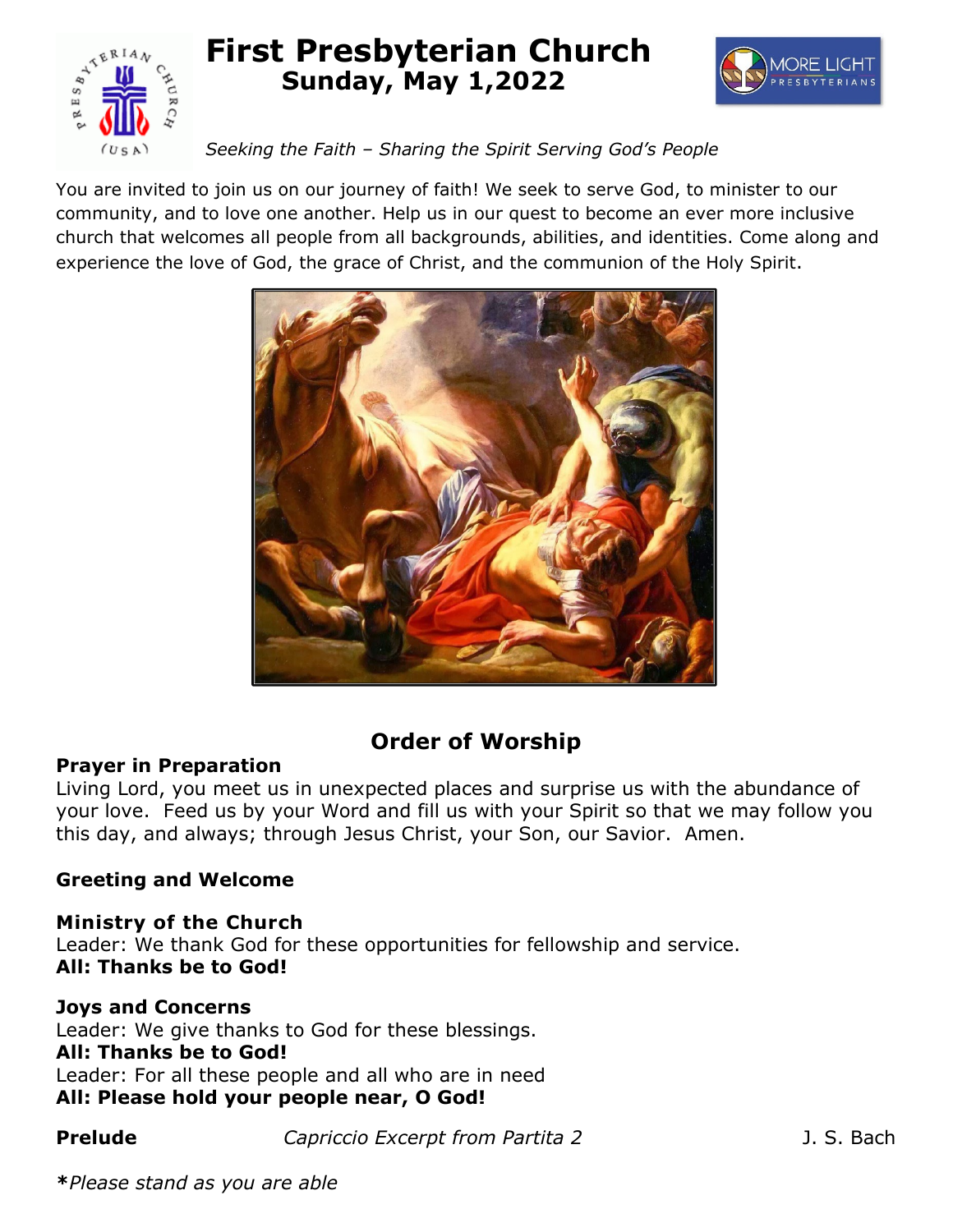# First Presbyterian Church

## Sunday, May 1,2022

*Seeking the Faith – Sharing the Spirit Serving God's People*

You are invited to join us on our journey of faith! We seek to serve God, to minister to our community, and to love one another. Help us in our quest to become an ever more inclusive church that welcomes all people from all backgrounds, abilities, and identities. Come along and experience the love of God, the grace of Christ, and the communion of the Holy Spirit.

## Order of Worship

**Prayer in Preparation**
Living Lord, you meet us in unexpected places and surprise us with the abundance of your love. Feed us by your Word and fill us with your Spirit so that we may follow you this day, and always; through Jesus Christ, your Son, our Savior. Amen.

**Greeting and Welcome**

**Ministry of the Church**
Leader: We thank God for these opportunities for fellowship and service.
**All: Thanks be to God!**

**Joys and Concerns**
Leader: We give thanks to God for these blessings.
**All: Thanks be to God!**
Leader: For all these people and all who are in need
**All: Please hold your people near, O God!**

**Prelude** *Capriccio Excerpt from Partita 2* J. S. Bach

***Please stand as you are able**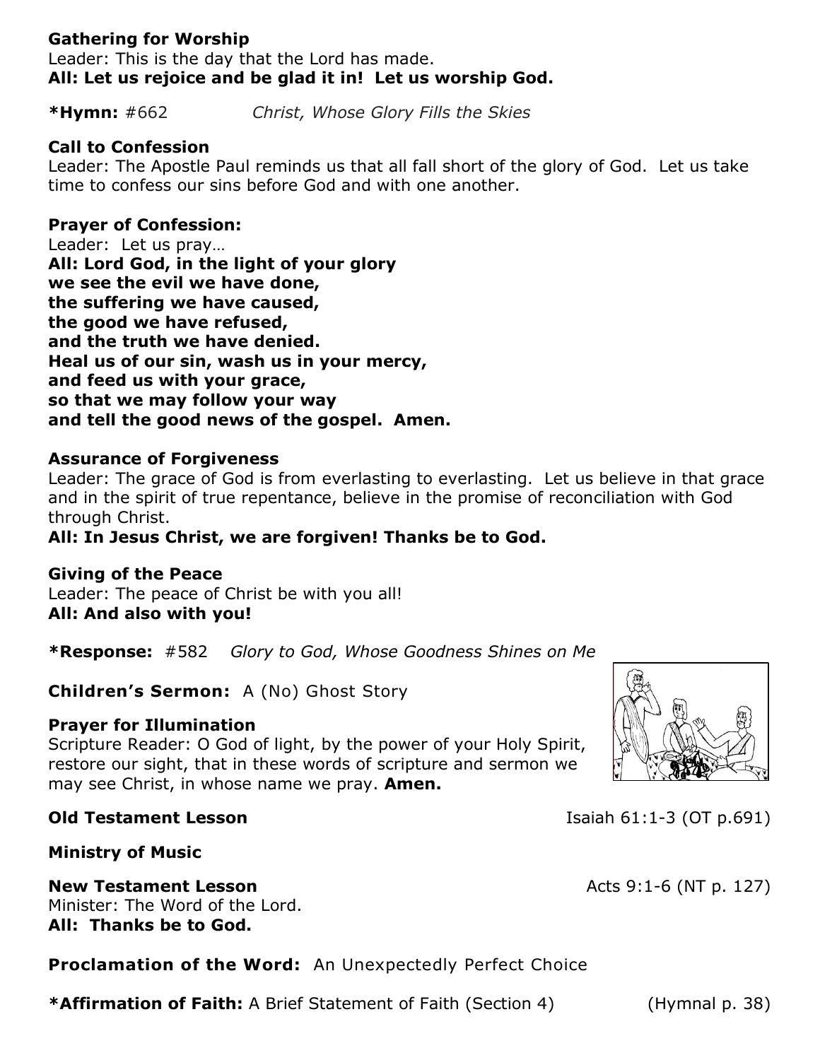**Gathering for Worship**
Leader: This is the day that the Lord has made.
**All: Let us rejoice and be glad it in! Let us worship God.**

**\*Hymn:** #662 *Christ, Whose Glory Fills the Skies*

**Call to Confession**
Leader: The Apostle Paul reminds us that all fall short of the glory of God. Let us take time to confess our sins before God and with one another.

**Prayer of Confession:**
Leader: Let us pray…
**All: Lord God, in the light of your glory**
**we see the evil we have done,**
**the suffering we have caused,**
**the good we have refused,**
**and the truth we have denied.**
**Heal us of our sin, wash us in your mercy,**
**and feed us with your grace,**
**so that we may follow your way**
**and tell the good news of the gospel. Amen.**

**Assurance of Forgiveness**
Leader: The grace of God is from everlasting to everlasting. Let us believe in that grace and in the spirit of true repentance, believe in the promise of reconciliation with God through Christ.
**All: In Jesus Christ, we are forgiven! Thanks be to God.**

**Giving of the Peace**
Leader: The peace of Christ be with you all!
**All: And also with you!**

**\*Response:** #582 *Glory to God, Whose Goodness Shines on Me*

**Children's Sermon:** A (No) Ghost Story

**Prayer for Illumination**
Scripture Reader: O God of light, by the power of your Holy Spirit, restore our sight, that in these words of scripture and sermon we may see Christ, in whose name we pray. **Amen.**

**Old Testament Lesson** Isaiah 61:1-3 (OT p.691)

**Ministry of Music**

**New Testament Lesson** Acts 9:1-6 (NT p. 127)
Minister: The Word of the Lord.
**All: Thanks be to God.**

**Proclamation of the Word:** An Unexpectedly Perfect Choice

**\*Affirmation of Faith:** A Brief Statement of Faith (Section 4) (Hymnal p. 38)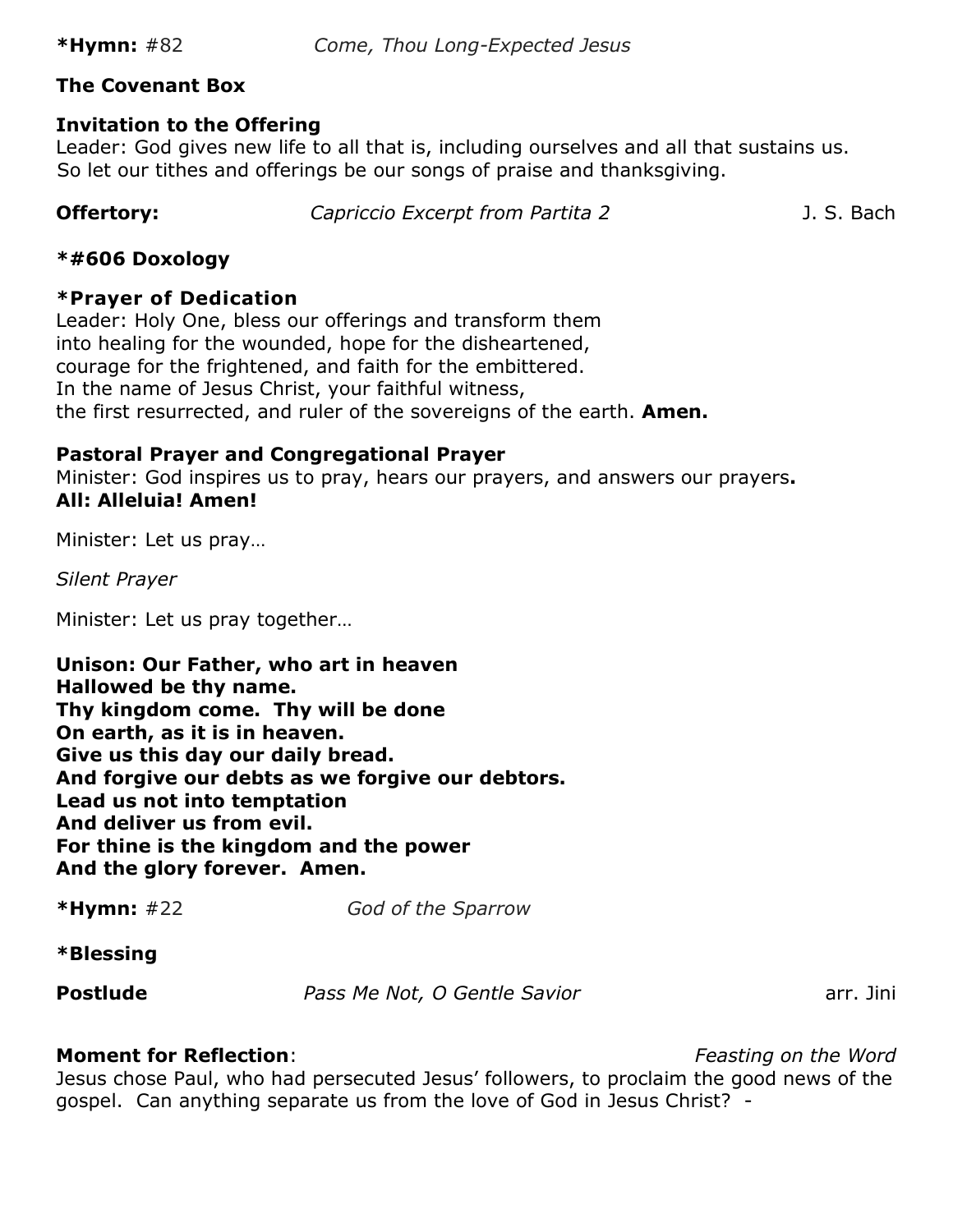**\*Hymn:** #82 *Come, Thou Long-Expected Jesus*

**The Covenant Box**

**Invitation to the Offering**
Leader: God gives new life to all that is, including ourselves and all that sustains us.
So let our tithes and offerings be our songs of praise and thanksgiving.

**Offertory:** *Capriccio Excerpt from Partita 2* J. S. Bach

**\*#606 Doxology**

**\*Prayer of Dedication**
Leader: Holy One, bless our offerings and transform them
into healing for the wounded, hope for the disheartened,
courage for the frightened, and faith for the embittered.
In the name of Jesus Christ, your faithful witness,
the first resurrected, and ruler of the sovereigns of the earth. **Amen.**

**Pastoral Prayer and Congregational Prayer**
Minister: God inspires us to pray, hears our prayers, and answers our prayers**.**
**All: Alleluia! Amen!**

Minister: Let us pray…

*Silent Prayer*

Minister: Let us pray together…

**Unison: Our Father, who art in heaven**
**Hallowed be thy name.**
**Thy kingdom come. Thy will be done**
**On earth, as it is in heaven.**
**Give us this day our daily bread.**
**And forgive our debts as we forgive our debtors.**
**Lead us not into temptation**
**And deliver us from evil.**
**For thine is the kingdom and the power**
**And the glory forever. Amen.**

**\*Hymn:** #22 *God of the Sparrow*

**\*Blessing**

**Postlude** *Pass Me Not, O Gentle Savior* arr. Jini

**Moment for Reflection**: *Feasting on the Word*
Jesus chose Paul, who had persecuted Jesus' followers, to proclaim the good news of the gospel. Can anything separate us from the love of God in Jesus Christ? -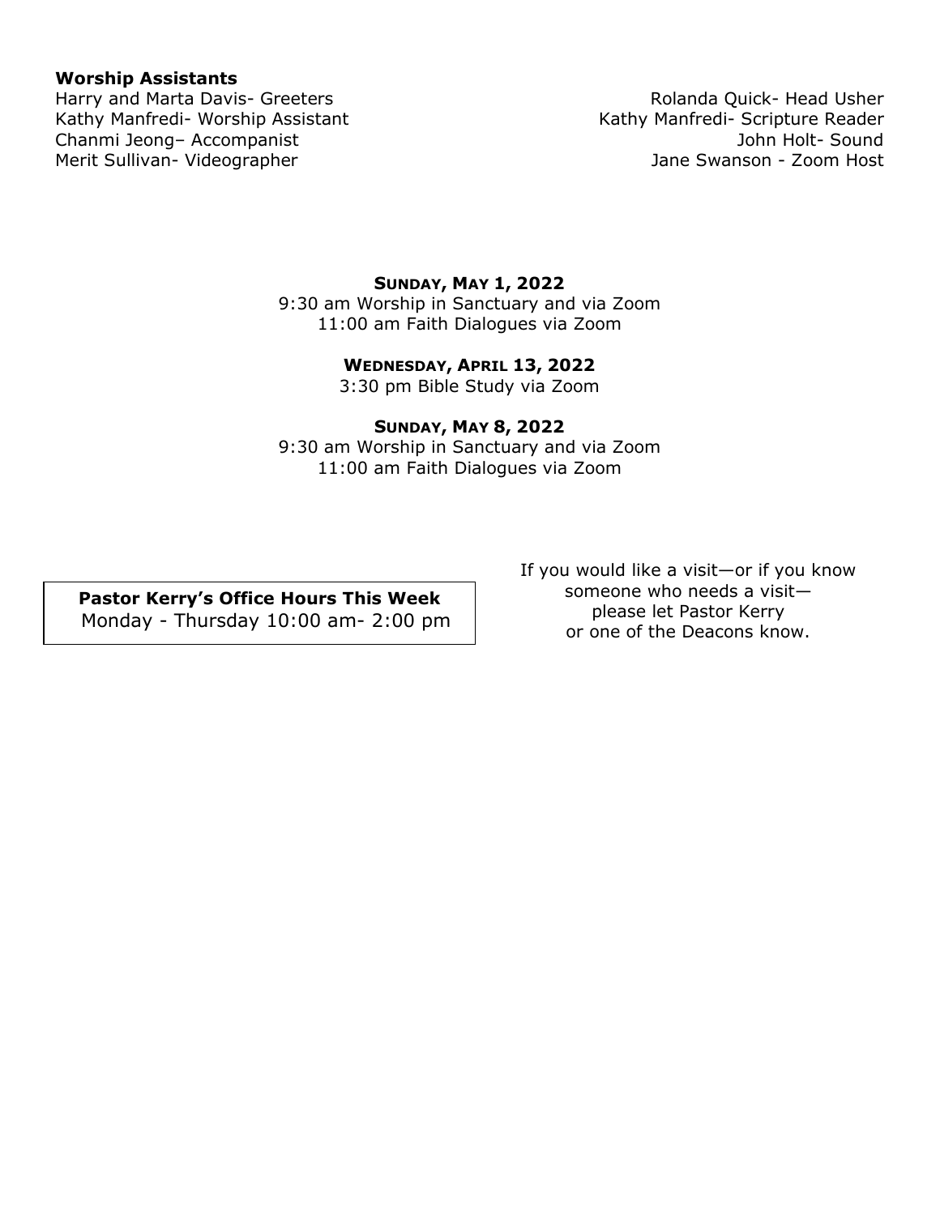**Worship Assistants**

Harry and Marta Davis- Greeters
Kathy Manfredi- Worship Assistant
Chanmi Jeong– Accompanist
Merit Sullivan- Videographer

Rolanda Quick- Head Usher
Kathy Manfredi- Scripture Reader
John Holt- Sound
Jane Swanson - Zoom Host

**SUNDAY, MAY 1, 2022**
9:30 am Worship in Sanctuary and via Zoom
11:00 am Faith Dialogues via Zoom

**WEDNESDAY, APRIL 13, 2022**
3:30 pm Bible Study via Zoom

**SUNDAY, MAY 8, 2022**
9:30 am Worship in Sanctuary and via Zoom
11:00 am Faith Dialogues via Zoom

**Pastor Kerry's Office Hours This Week**
Monday - Thursday 10:00 am- 2:00 pm

If you would like a visit—or if you know someone who needs a visit—please let Pastor Kerry or one of the Deacons know.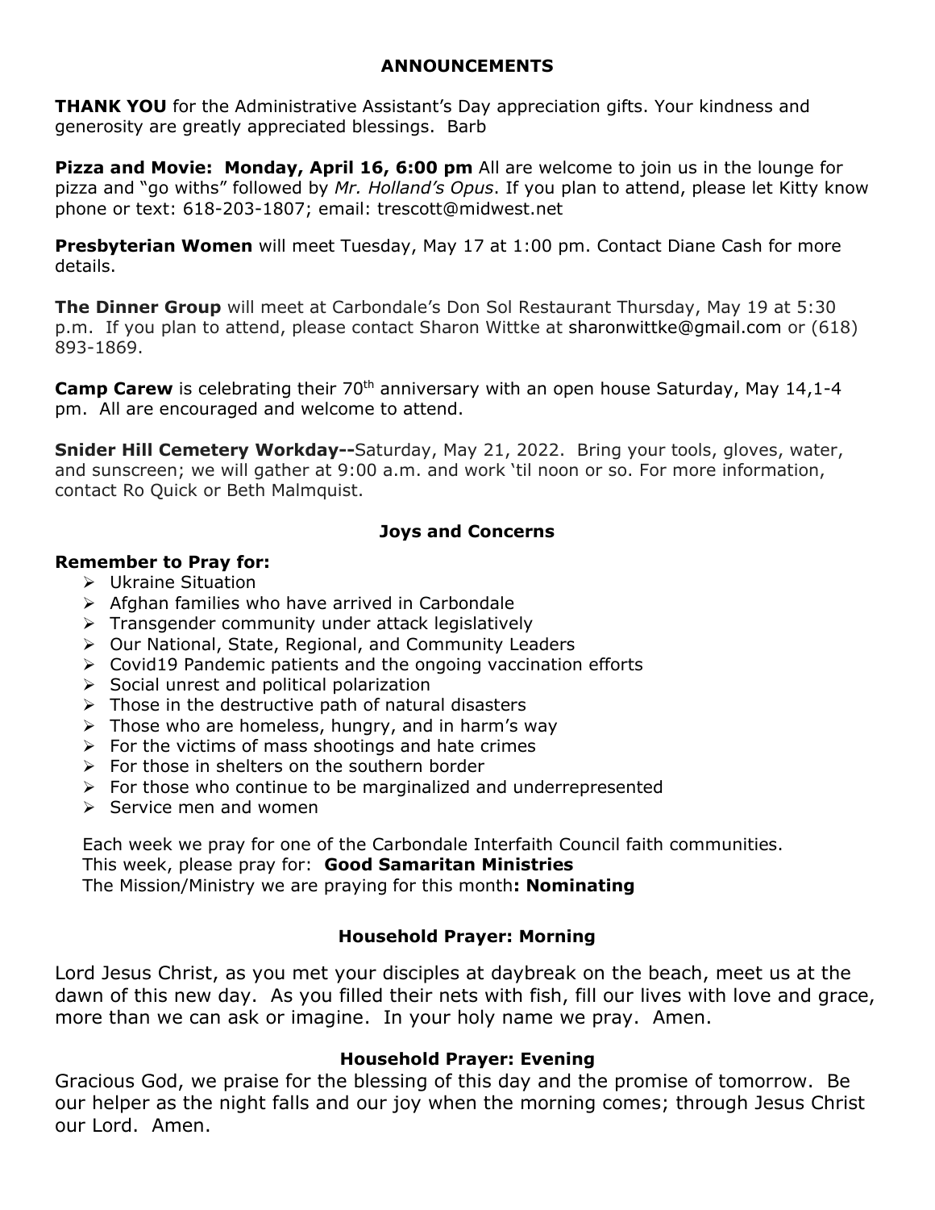## ANNOUNCEMENTS

**THANK YOU** for the Administrative Assistant's Day appreciation gifts. Your kindness and generosity are greatly appreciated blessings. Barb

**Pizza and Movie: Monday, April 16, 6:00 pm** All are welcome to join us in the lounge for pizza and "go withs" followed by *Mr. Holland's Opus*. If you plan to attend, please let Kitty know phone or text: 618-203-1807; email: trescott@midwest.net

**Presbyterian Women** will meet Tuesday, May 17 at 1:00 pm. Contact Diane Cash for more details.

**The Dinner Group** will meet at Carbondale's Don Sol Restaurant Thursday, May 19 at 5:30 p.m. If you plan to attend, please contact Sharon Wittke at sharonwittke@gmail.com or (618) 893-1869.

**Camp Carew** is celebrating their 70th anniversary with an open house Saturday, May 14,1-4 pm. All are encouraged and welcome to attend.

**Snider Hill Cemetery Workday--**Saturday, May 21, 2022. Bring your tools, gloves, water, and sunscreen; we will gather at 9:00 a.m. and work 'til noon or so. For more information, contact Ro Quick or Beth Malmquist.

### Joys and Concerns

**Remember to Pray for:**

- Ukraine Situation
- Afghan families who have arrived in Carbondale
- Transgender community under attack legislatively
- Our National, State, Regional, and Community Leaders
- Covid19 Pandemic patients and the ongoing vaccination efforts
- Social unrest and political polarization
- Those in the destructive path of natural disasters
- Those who are homeless, hungry, and in harm's way
- For the victims of mass shootings and hate crimes
- For those in shelters on the southern border
- For those who continue to be marginalized and underrepresented
- Service men and women

Each week we pray for one of the Carbondale Interfaith Council faith communities.
This week, please pray for: **Good Samaritan Ministries**
The Mission/Ministry we are praying for this month**: Nominating**

### Household Prayer: Morning

Lord Jesus Christ, as you met your disciples at daybreak on the beach, meet us at the dawn of this new day. As you filled their nets with fish, fill our lives with love and grace, more than we can ask or imagine. In your holy name we pray. Amen.

### Household Prayer: Evening

Gracious God, we praise for the blessing of this day and the promise of tomorrow. Be our helper as the night falls and our joy when the morning comes; through Jesus Christ our Lord. Amen.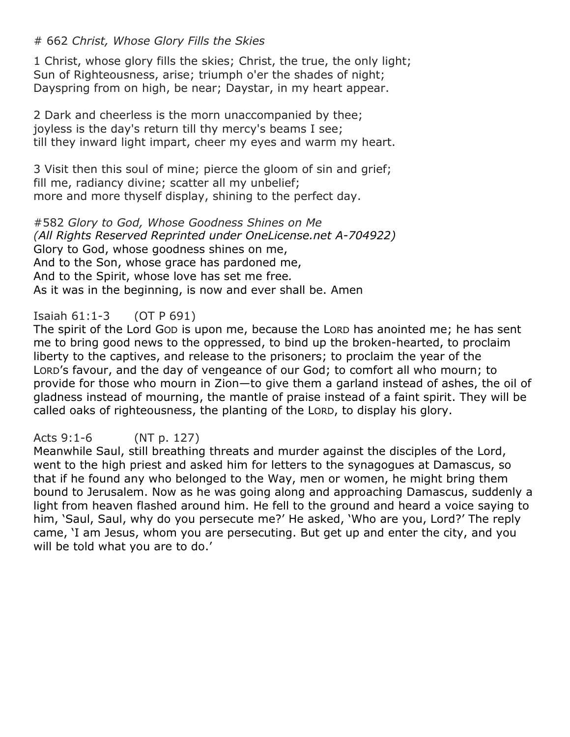# 662 *Christ, Whose Glory Fills the Skies*

1 Christ, whose glory fills the skies; Christ, the true, the only light;
Sun of Righteousness, arise; triumph o'er the shades of night;
Dayspring from on high, be near; Daystar, in my heart appear.

2 Dark and cheerless is the morn unaccompanied by thee;
joyless is the day's return till thy mercy's beams I see;
till they inward light impart, cheer my eyes and warm my heart.

3 Visit then this soul of mine; pierce the gloom of sin and grief;
fill me, radiancy divine; scatter all my unbelief;
more and more thyself display, shining to the perfect day.

#582 *Glory to God, Whose Goodness Shines on Me*
*(All Rights Reserved Reprinted under OneLicense.net A-704922)*
Glory to God, whose goodness shines on me,
And to the Son, whose grace has pardoned me,
And to the Spirit, whose love has set me free*.*
As it was in the beginning, is now and ever shall be. Amen

Isaiah 61:1-3 (OT P 691)
The spirit of the Lord GOD is upon me, because the LORD has anointed me; he has sent me to bring good news to the oppressed, to bind up the broken-hearted, to proclaim liberty to the captives, and release to the prisoners; to proclaim the year of the LORD's favour, and the day of vengeance of our God; to comfort all who mourn; to provide for those who mourn in Zion—to give them a garland instead of ashes, the oil of gladness instead of mourning, the mantle of praise instead of a faint spirit. They will be called oaks of righteousness, the planting of the LORD, to display his glory.

Acts 9:1-6 (NT p. 127)
Meanwhile Saul, still breathing threats and murder against the disciples of the Lord, went to the high priest and asked him for letters to the synagogues at Damascus, so that if he found any who belonged to the Way, men or women, he might bring them bound to Jerusalem. Now as he was going along and approaching Damascus, suddenly a light from heaven flashed around him. He fell to the ground and heard a voice saying to him, 'Saul, Saul, why do you persecute me?' He asked, 'Who are you, Lord?' The reply came, 'I am Jesus, whom you are persecuting. But get up and enter the city, and you will be told what you are to do.'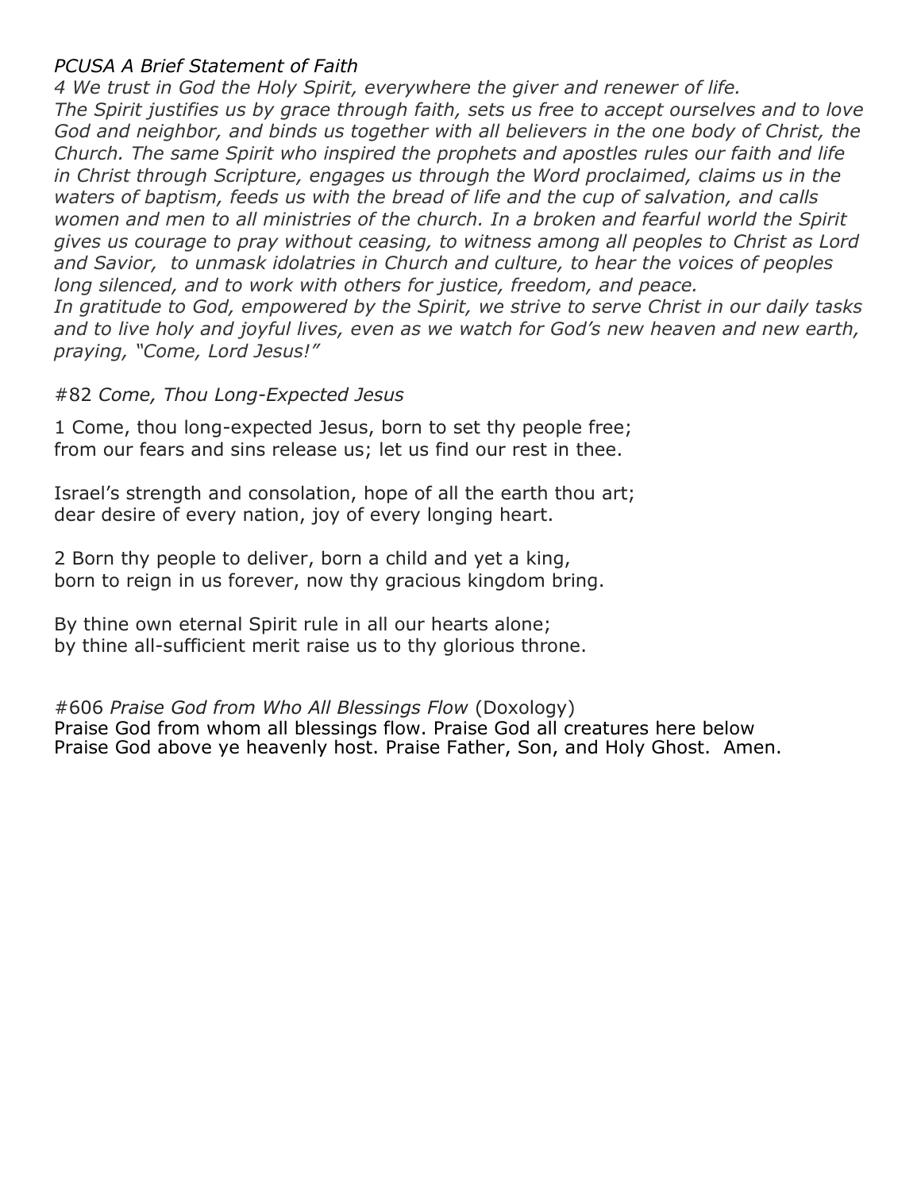*PCUSA A Brief Statement of Faith*

*4 We trust in God the Holy Spirit, everywhere the giver and renewer of life. The Spirit justifies us by grace through faith, sets us free to accept ourselves and to love God and neighbor, and binds us together with all believers in the one body of Christ, the Church. The same Spirit who inspired the prophets and apostles rules our faith and life in Christ through Scripture, engages us through the Word proclaimed, claims us in the waters of baptism, feeds us with the bread of life and the cup of salvation, and calls women and men to all ministries of the church. In a broken and fearful world the Spirit gives us courage to pray without ceasing, to witness among all peoples to Christ as Lord and Savior, to unmask idolatries in Church and culture, to hear the voices of peoples long silenced, and to work with others for justice, freedom, and peace.*

*In gratitude to God, empowered by the Spirit, we strive to serve Christ in our daily tasks and to live holy and joyful lives, even as we watch for God's new heaven and new earth, praying, "Come, Lord Jesus!"*

#82 *Come, Thou Long-Expected Jesus*

1 Come, thou long-expected Jesus, born to set thy people free;
from our fears and sins release us; let us find our rest in thee.

Israel's strength and consolation, hope of all the earth thou art;
dear desire of every nation, joy of every longing heart.

2 Born thy people to deliver, born a child and yet a king,
born to reign in us forever, now thy gracious kingdom bring.

By thine own eternal Spirit rule in all our hearts alone;
by thine all-sufficient merit raise us to thy glorious throne.

#606 *Praise God from Who All Blessings Flow* (Doxology)
Praise God from whom all blessings flow. Praise God all creatures here below
Praise God above ye heavenly host. Praise Father, Son, and Holy Ghost. Amen.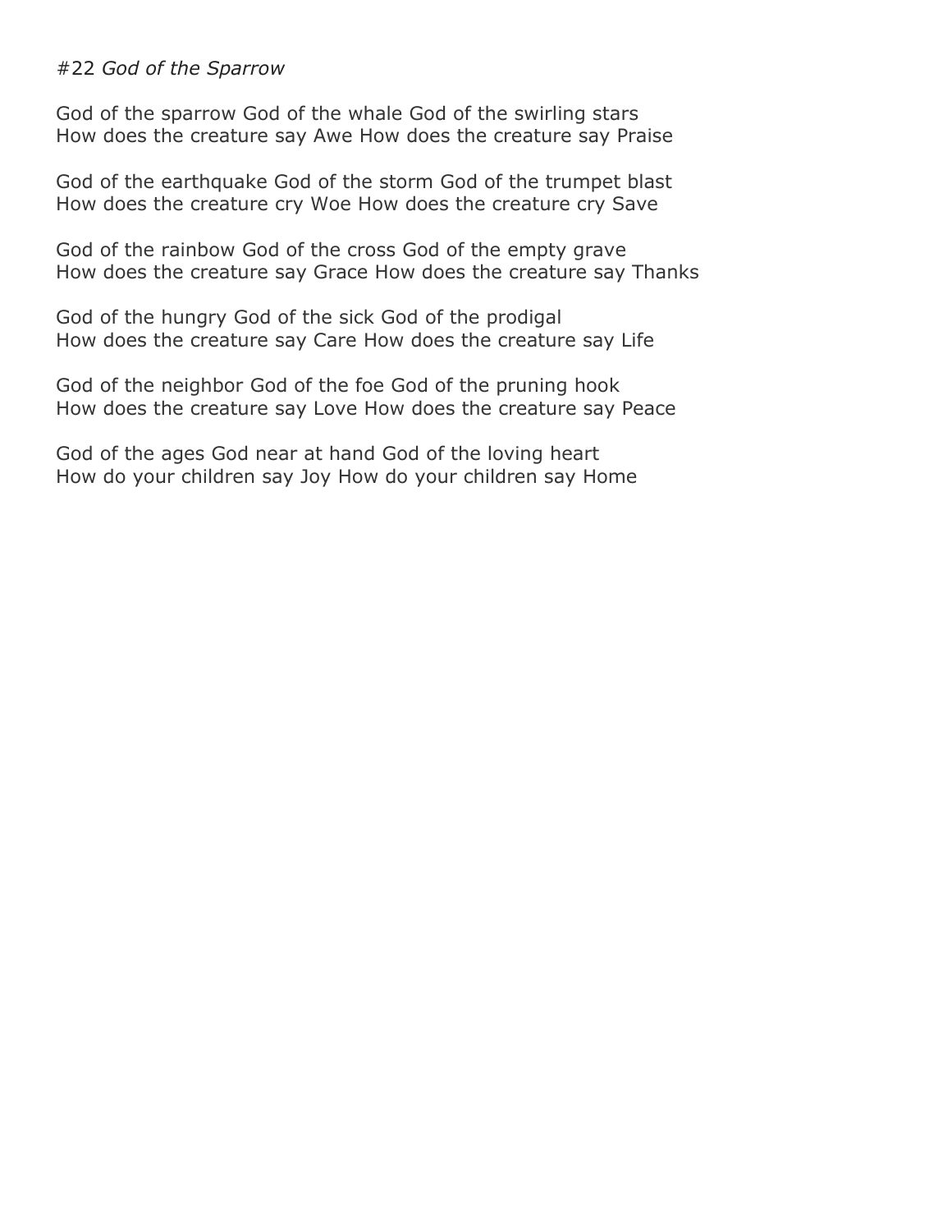#22 *God of the Sparrow*

God of the sparrow God of the whale God of the swirling stars
How does the creature say Awe How does the creature say Praise

God of the earthquake God of the storm God of the trumpet blast
How does the creature cry Woe How does the creature cry Save

God of the rainbow God of the cross God of the empty grave
How does the creature say Grace How does the creature say Thanks

God of the hungry God of the sick God of the prodigal
How does the creature say Care How does the creature say Life

God of the neighbor God of the foe God of the pruning hook
How does the creature say Love How does the creature say Peace

God of the ages God near at hand God of the loving heart
How do your children say Joy How do your children say Home